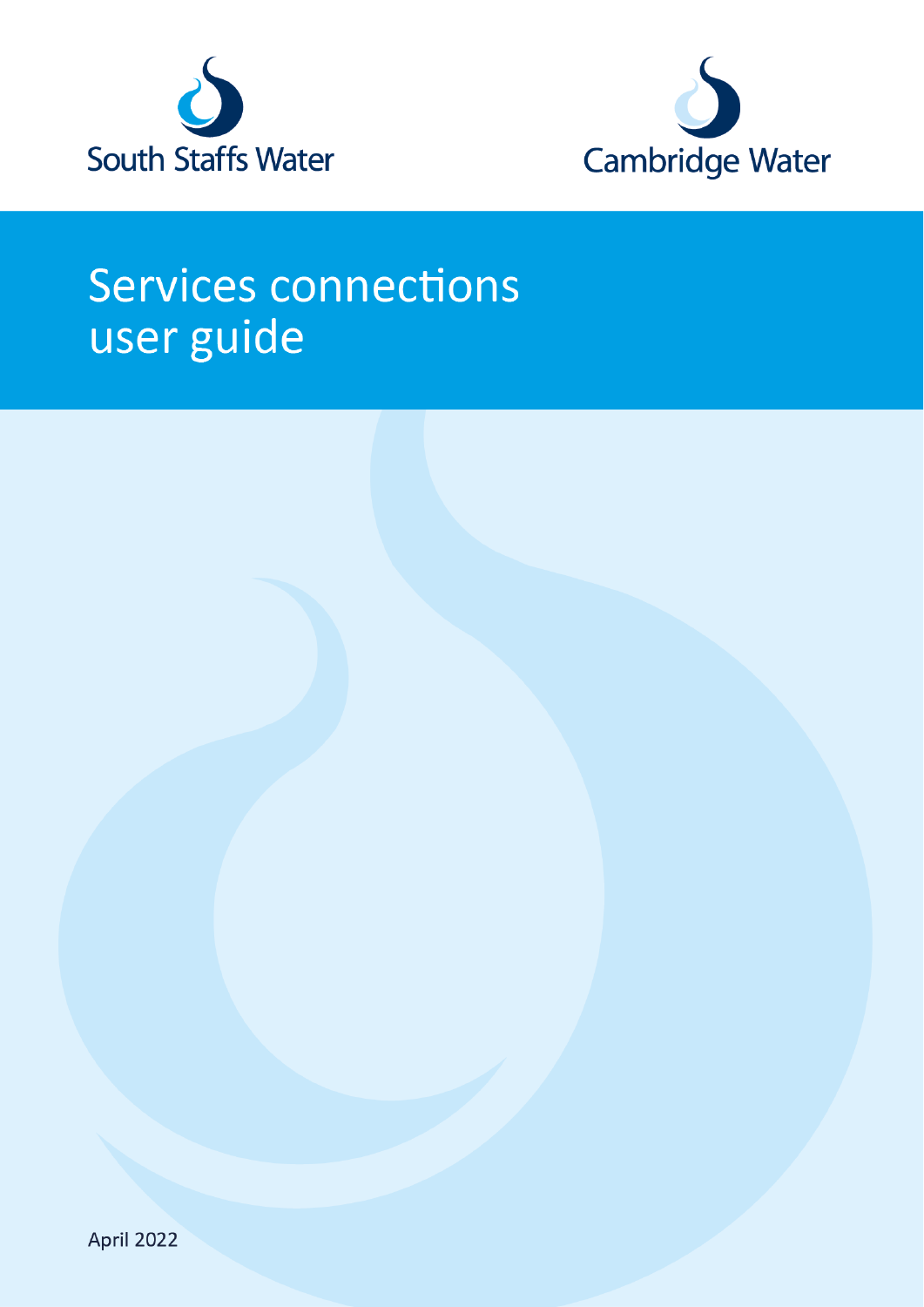South Staffs Water

Cambridge Water

# Services connections user guide

April 2022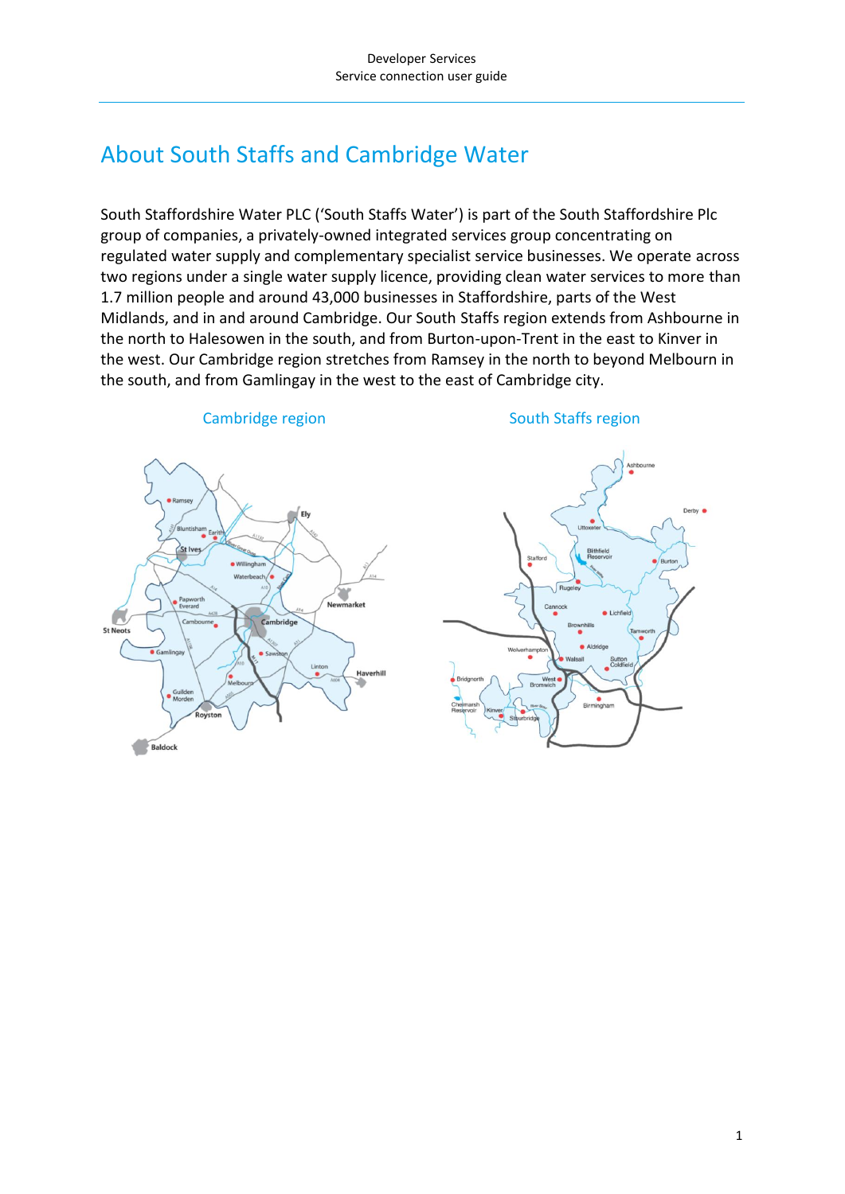# About South Staffs and Cambridge Water

South Staffordshire Water PLC ('South Staffs Water') is part of the South Staffordshire Plc group of companies, a privately-owned integrated services group concentrating on regulated water supply and complementary specialist service businesses. We operate across two regions under a single water supply licence, providing clean water services to more than 1.7 million people and around 43,000 businesses in Staffordshire, parts of the West Midlands, and in and around Cambridge. Our South Staffs region extends from Ashbourne in the north to Halesowen in the south, and from Burton-upon-Trent in the east to Kinver in the west. Our Cambridge region stretches from Ramsey in the north to beyond Melbourn in the south, and from Gamlingay in the west to the east of Cambridge city.

## Cambridge region

## South Staffs region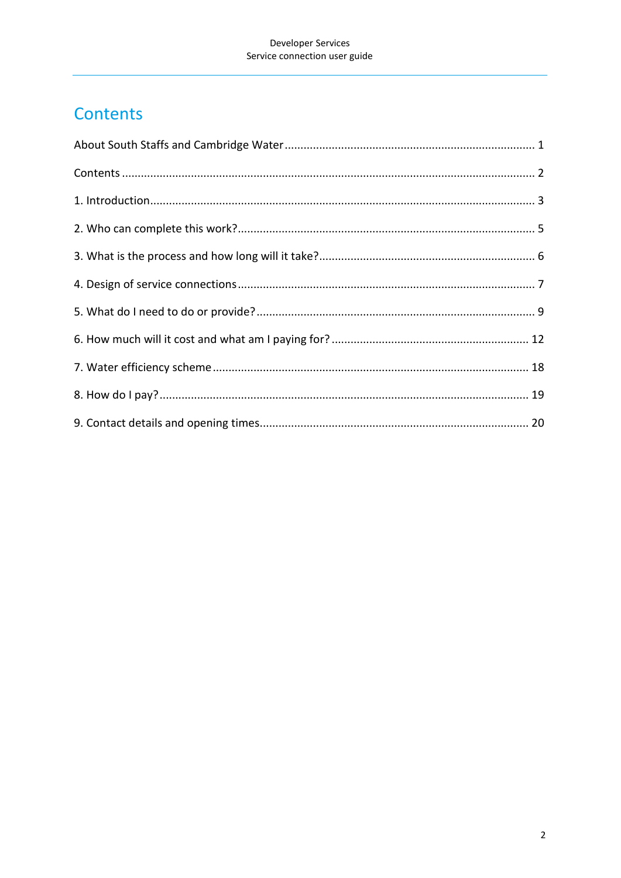# Contents

About South Staffs and Cambridge Water ........................................................................ 1

Contents ........................................................................................................................ 2

1. Introduction ................................................................................................................ 3

2. Who can complete this work? ..................................................................................... 5

3. What is the process and how long will it take? ........................................................... 6

4. Design of service connections ..................................................................................... 7

5. What do I need to do or provide? ................................................................................ 9

6. How much will it cost and what am I paying for? ....................................................... 12

7. Water efficiency scheme ........................................................................................... 18

8. How do I pay? ........................................................................................................... 19

9. Contact details and opening times ............................................................................. 20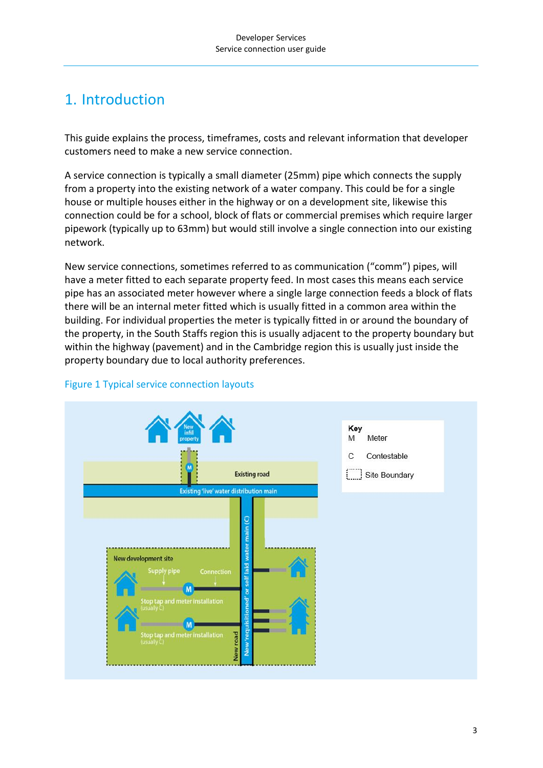# 1. Introduction

This guide explains the process, timeframes, costs and relevant information that developer customers need to make a new service connection.

A service connection is typically a small diameter (25mm) pipe which connects the supply from a property into the existing network of a water company. This could be for a single house or multiple houses either in the highway or on a development site, likewise this connection could be for a school, block of flats or commercial premises which require larger pipework (typically up to 63mm) but would still involve a single connection into our existing network.

New service connections, sometimes referred to as communication ("comm") pipes, will have a meter fitted to each separate property feed. In most cases this means each service pipe has an associated meter however where a single large connection feeds a block of flats there will be an internal meter fitted which is usually fitted in a common area within the building. For individual properties the meter is typically fitted in or around the boundary of the property, in the South Staffs region this is usually adjacent to the property boundary but within the highway (pavement) and in the Cambridge region this is usually just inside the property boundary due to local authority preferences.

Figure 1 Typical service connection layouts

Key
M Meter
C Contestable
Site Boundary

New infill property
Existing road
Existing 'live' water distribution main
New development site
Supply pipe
Connection
Stop tap and meter installation (usually C)
Stop tap and meter installation (usually C)
New road
New 'requisitioned' or self laid water main (C)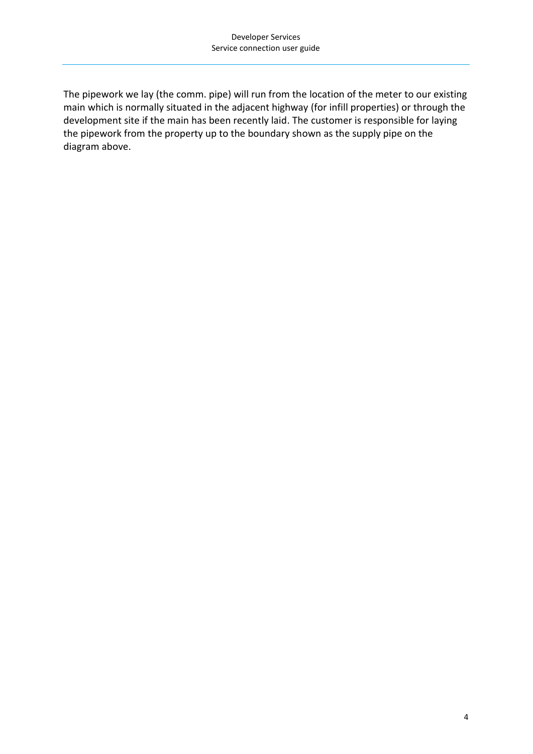The pipework we lay (the comm. pipe) will run from the location of the meter to our existing main which is normally situated in the adjacent highway (for infill properties) or through the development site if the main has been recently laid. The customer is responsible for laying the pipework from the property up to the boundary shown as the supply pipe on the diagram above.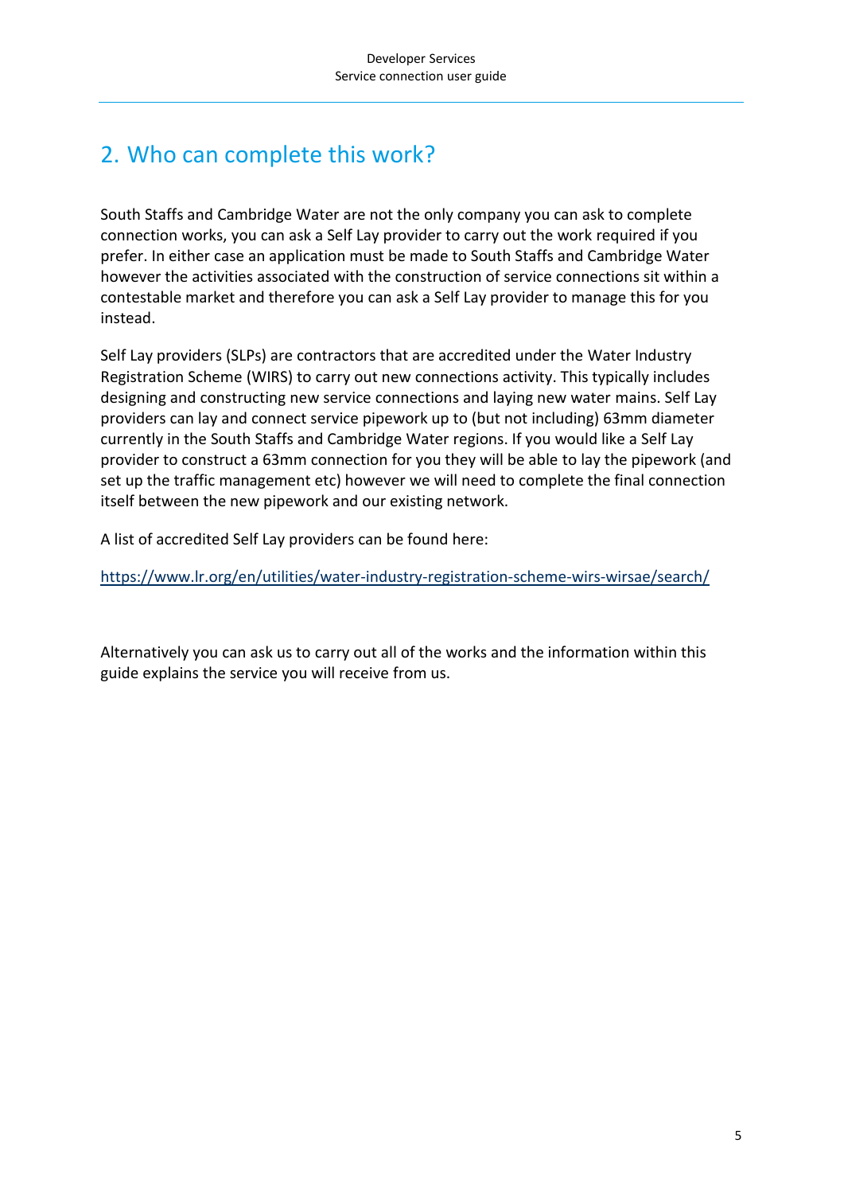## 2. Who can complete this work?

South Staffs and Cambridge Water are not the only company you can ask to complete connection works, you can ask a Self Lay provider to carry out the work required if you prefer. In either case an application must be made to South Staffs and Cambridge Water however the activities associated with the construction of service connections sit within a contestable market and therefore you can ask a Self Lay provider to manage this for you instead.

Self Lay providers (SLPs) are contractors that are accredited under the Water Industry Registration Scheme (WIRS) to carry out new connections activity. This typically includes designing and constructing new service connections and laying new water mains. Self Lay providers can lay and connect service pipework up to (but not including) 63mm diameter currently in the South Staffs and Cambridge Water regions. If you would like a Self Lay provider to construct a 63mm connection for you they will be able to lay the pipework (and set up the traffic management etc) however we will need to complete the final connection itself between the new pipework and our existing network.

A list of accredited Self Lay providers can be found here:

https://www.lr.org/en/utilities/water-industry-registration-scheme-wirs-wirsae/search/

Alternatively you can ask us to carry out all of the works and the information within this guide explains the service you will receive from us.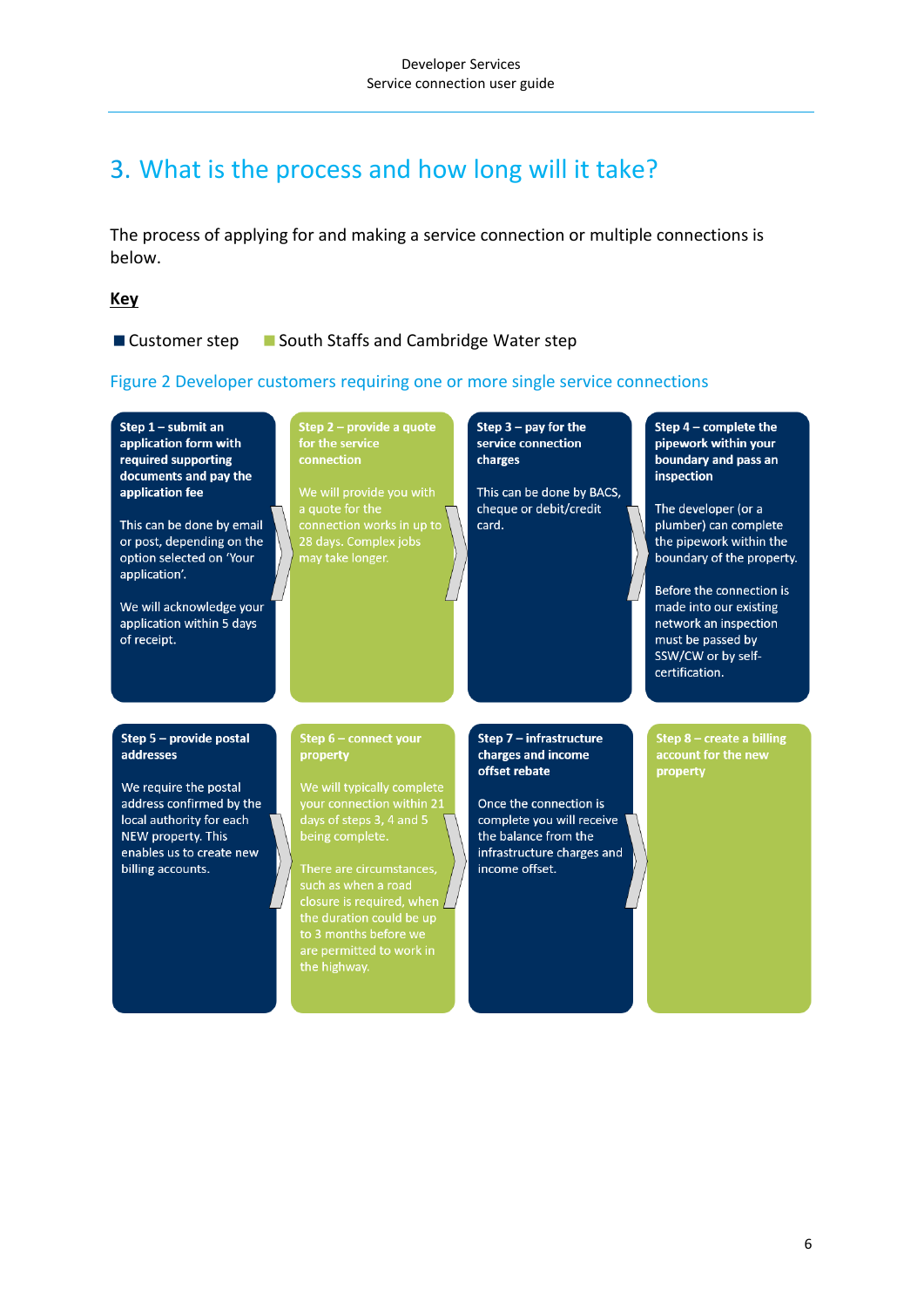# 3. What is the process and how long will it take?

The process of applying for and making a service connection or multiple connections is below.

**Key**

■ Customer step ■ South Staffs and Cambridge Water step

Figure 2 Developer customers requiring one or more single service connections

**Step 1 – submit an application form with required supporting documents and pay the application fee**

This can be done by email or post, depending on the option selected on 'Your application'.

We will acknowledge your application within 5 days of receipt.

**Step 2 – provide a quote for the service connection**

We will provide you with a quote for the connection works in up to 28 days. Complex jobs may take longer.

**Step 3 – pay for the service connection charges**

This can be done by BACS, cheque or debit/credit card.

**Step 4 – complete the pipework within your boundary and pass an inspection**

The developer (or a plumber) can complete the pipework within the boundary of the property.

Before the connection is made into our existing network an inspection must be passed by SSW/CW or by self-certification.

**Step 5 – provide postal addresses**

We require the postal address confirmed by the local authority for each NEW property. This enables us to create new billing accounts.

**Step 6 – connect your property**

We will typically complete your connection within 21 days of steps 3, 4 and 5 being complete.

There are circumstances, such as when a road closure is required, when the duration could be up to 3 months before we are permitted to work in the highway.

**Step 7 – infrastructure charges and income offset rebate**

Once the connection is complete you will receive the balance from the infrastructure charges and income offset.

**Step 8 – create a billing account for the new property**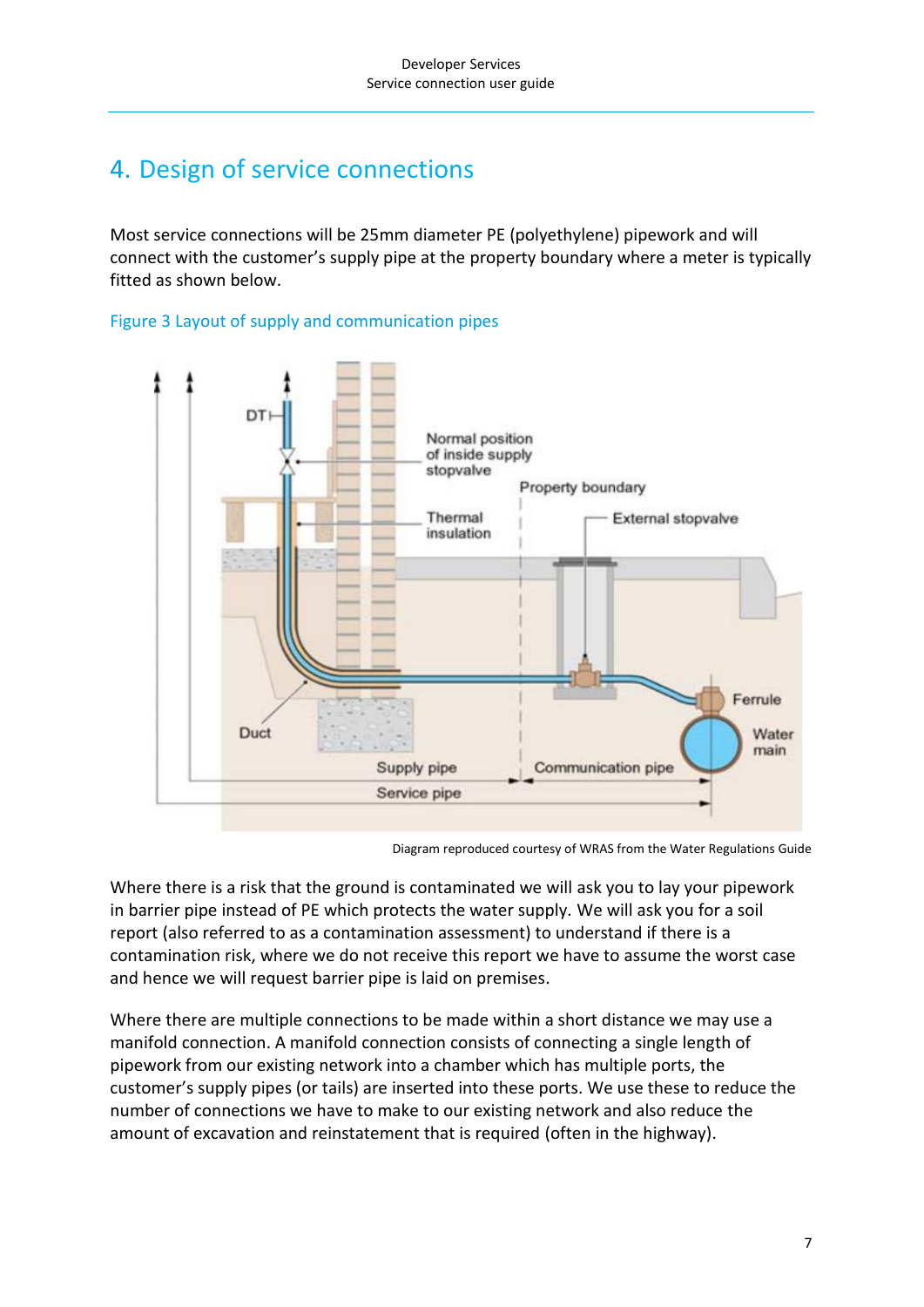# 4. Design of service connections

Most service connections will be 25mm diameter PE (polyethylene) pipework and will connect with the customer's supply pipe at the property boundary where a meter is typically fitted as shown below.

Figure 3 Layout of supply and communication pipes

Diagram reproduced courtesy of WRAS from the Water Regulations Guide

Where there is a risk that the ground is contaminated we will ask you to lay your pipework in barrier pipe instead of PE which protects the water supply. We will ask you for a soil report (also referred to as a contamination assessment) to understand if there is a contamination risk, where we do not receive this report we have to assume the worst case and hence we will request barrier pipe is laid on premises.

Where there are multiple connections to be made within a short distance we may use a manifold connection. A manifold connection consists of connecting a single length of pipework from our existing network into a chamber which has multiple ports, the customer's supply pipes (or tails) are inserted into these ports. We use these to reduce the number of connections we have to make to our existing network and also reduce the amount of excavation and reinstatement that is required (often in the highway).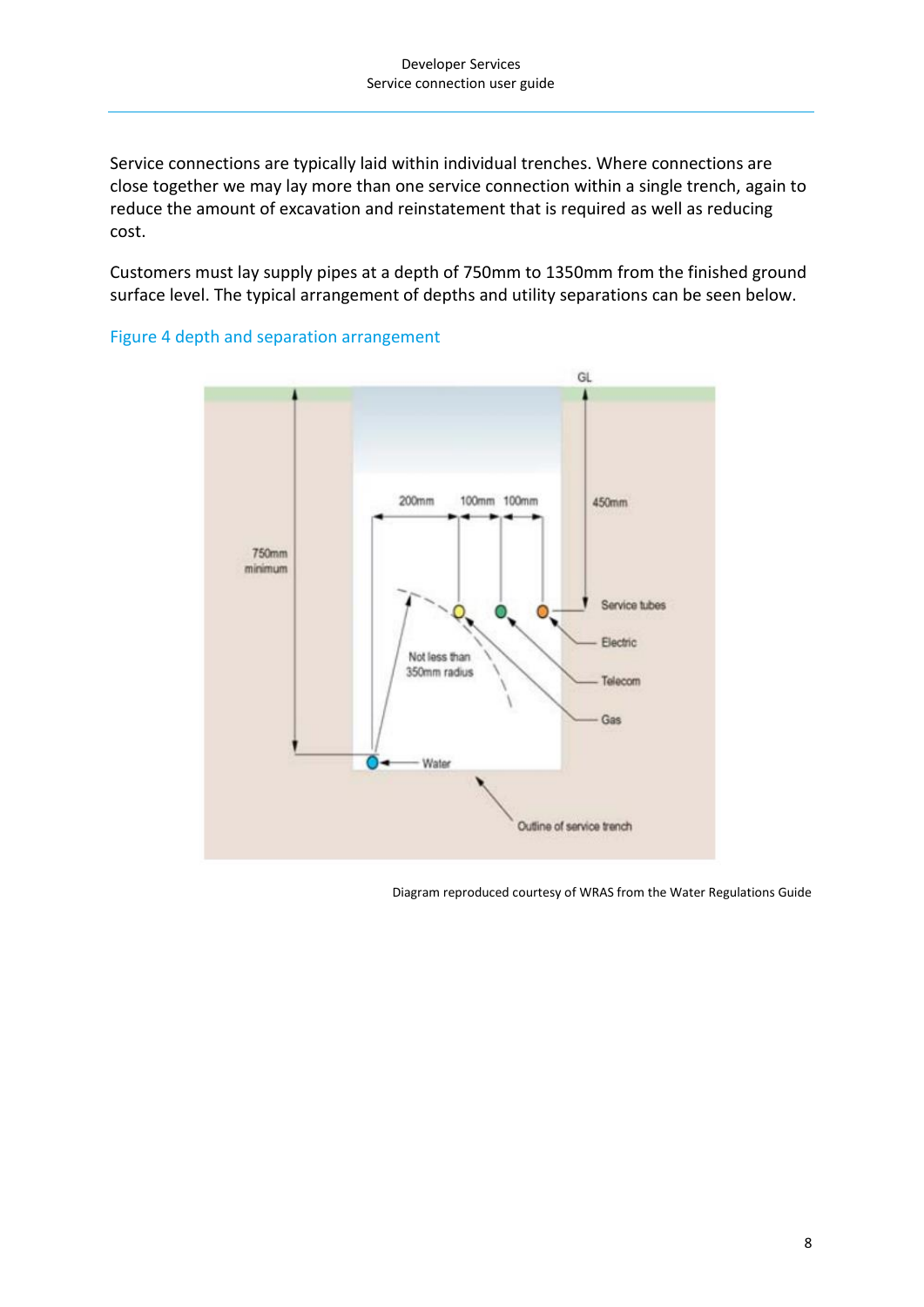Service connections are typically laid within individual trenches. Where connections are close together we may lay more than one service connection within a single trench, again to reduce the amount of excavation and reinstatement that is required as well as reducing cost.

Customers must lay supply pipes at a depth of 750mm to 1350mm from the finished ground surface level. The typical arrangement of depths and utility separations can be seen below.

Figure 4 depth and separation arrangement

Diagram reproduced courtesy of WRAS from the Water Regulations Guide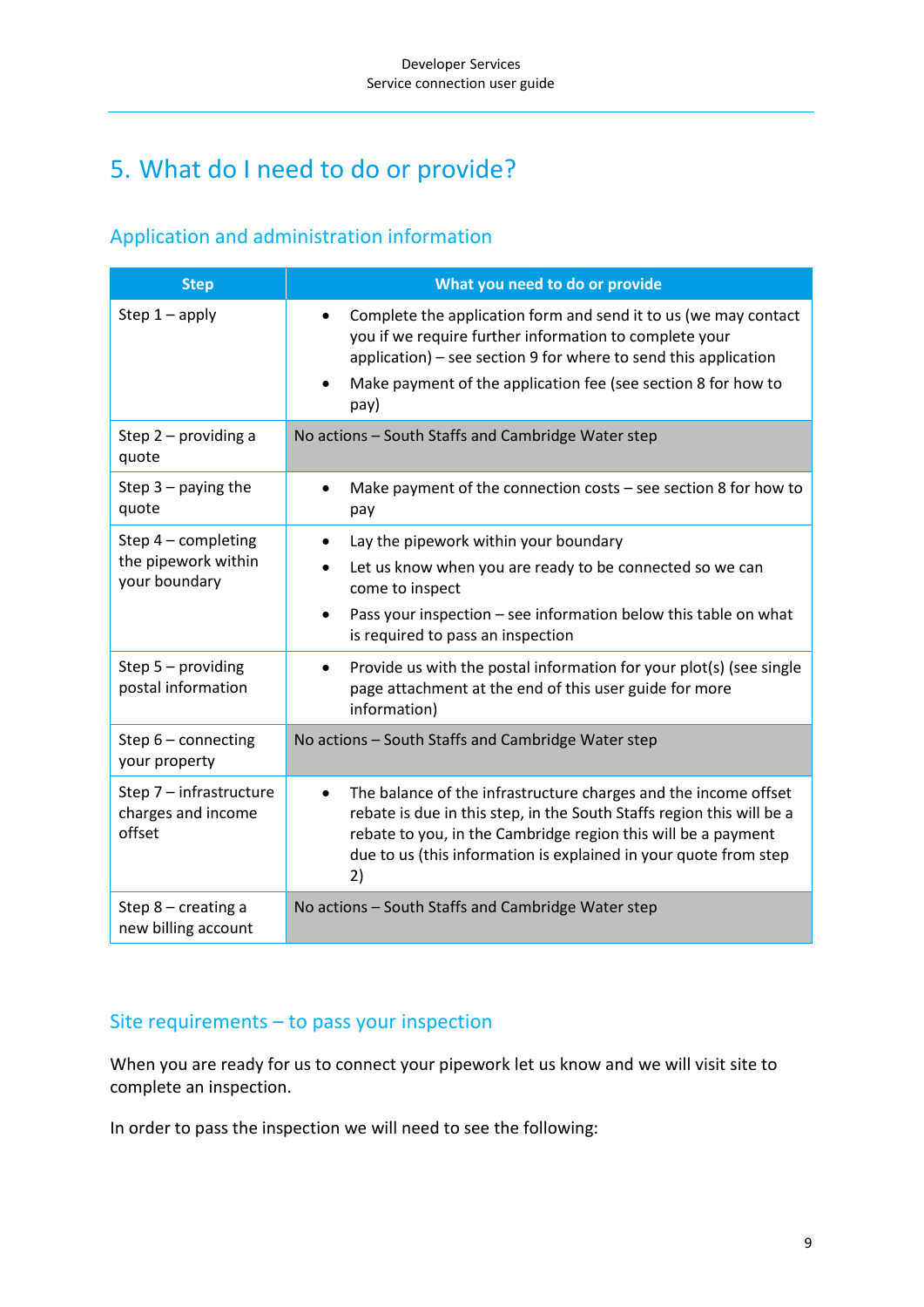# 5. What do I need to do or provide?

## Application and administration information

| Step | What you need to do or provide |
| --- | --- |
| Step 1 – apply | • Complete the application form and send it to us (we may contact you if we require further information to complete your application) – see section 9 for where to send this application<br>• Make payment of the application fee (see section 8 for how to pay) |
| Step 2 – providing a quote | No actions – South Staffs and Cambridge Water step |
| Step 3 – paying the quote | • Make payment of the connection costs – see section 8 for how to pay |
| Step 4 – completing the pipework within your boundary | • Lay the pipework within your boundary<br>• Let us know when you are ready to be connected so we can come to inspect<br>• Pass your inspection – see information below this table on what is required to pass an inspection |
| Step 5 – providing postal information | • Provide us with the postal information for your plot(s) (see single page attachment at the end of this user guide for more information) |
| Step 6 – connecting your property | No actions – South Staffs and Cambridge Water step |
| Step 7 – infrastructure charges and income offset | • The balance of the infrastructure charges and the income offset rebate is due in this step, in the South Staffs region this will be a rebate to you, in the Cambridge region this will be a payment due to us (this information is explained in your quote from step 2) |
| Step 8 – creating a new billing account | No actions – South Staffs and Cambridge Water step |

## Site requirements – to pass your inspection

When you are ready for us to connect your pipework let us know and we will visit site to complete an inspection.

In order to pass the inspection we will need to see the following: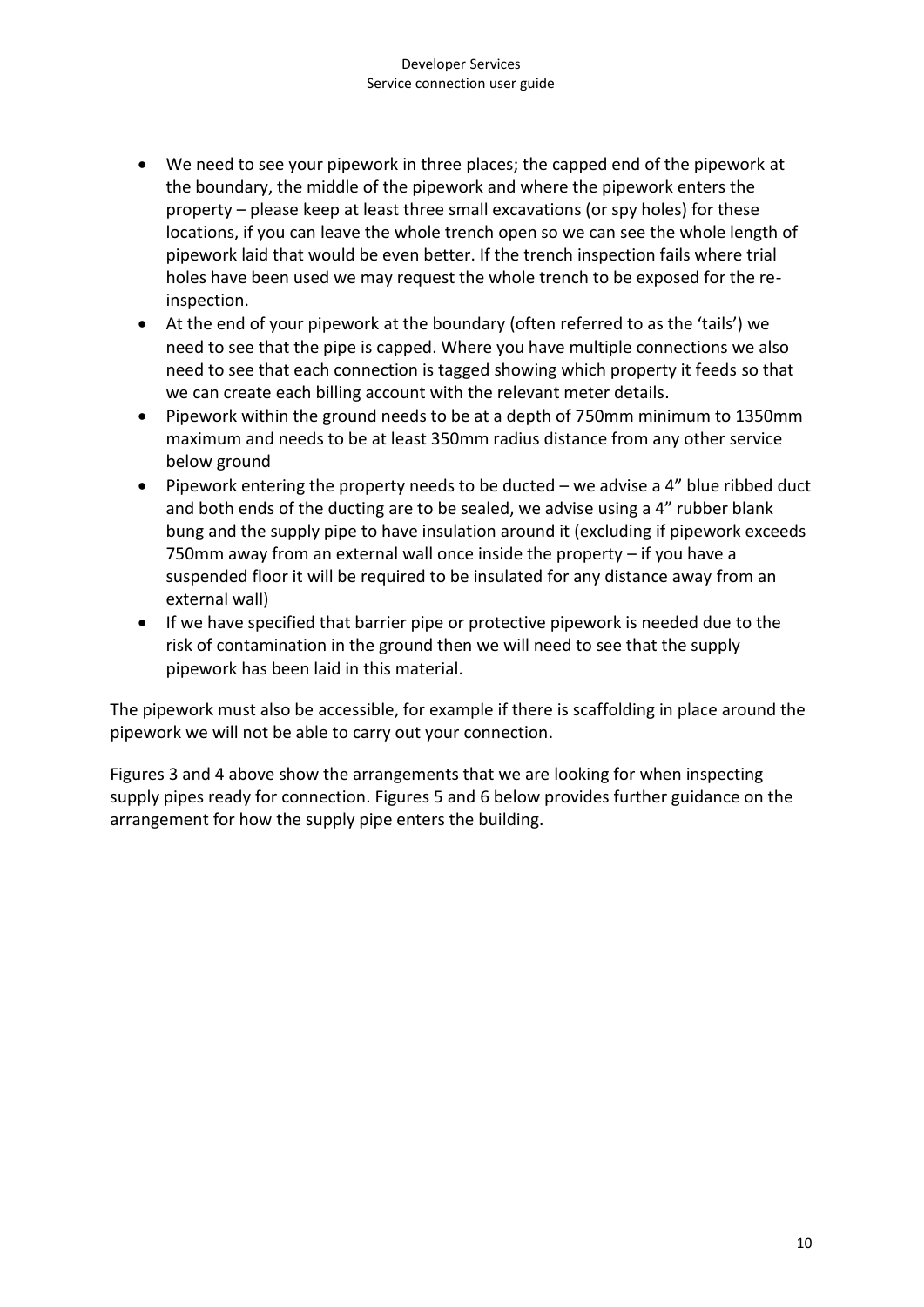- We need to see your pipework in three places; the capped end of the pipework at the boundary, the middle of the pipework and where the pipework enters the property – please keep at least three small excavations (or spy holes) for these locations, if you can leave the whole trench open so we can see the whole length of pipework laid that would be even better. If the trench inspection fails where trial holes have been used we may request the whole trench to be exposed for the re-inspection.
- At the end of your pipework at the boundary (often referred to as the 'tails') we need to see that the pipe is capped. Where you have multiple connections we also need to see that each connection is tagged showing which property it feeds so that we can create each billing account with the relevant meter details.
- Pipework within the ground needs to be at a depth of 750mm minimum to 1350mm maximum and needs to be at least 350mm radius distance from any other service below ground
- Pipework entering the property needs to be ducted – we advise a 4" blue ribbed duct and both ends of the ducting are to be sealed, we advise using a 4" rubber blank bung and the supply pipe to have insulation around it (excluding if pipework exceeds 750mm away from an external wall once inside the property – if you have a suspended floor it will be required to be insulated for any distance away from an external wall)
- If we have specified that barrier pipe or protective pipework is needed due to the risk of contamination in the ground then we will need to see that the supply pipework has been laid in this material.

The pipework must also be accessible, for example if there is scaffolding in place around the pipework we will not be able to carry out your connection.

Figures 3 and 4 above show the arrangements that we are looking for when inspecting supply pipes ready for connection. Figures 5 and 6 below provides further guidance on the arrangement for how the supply pipe enters the building.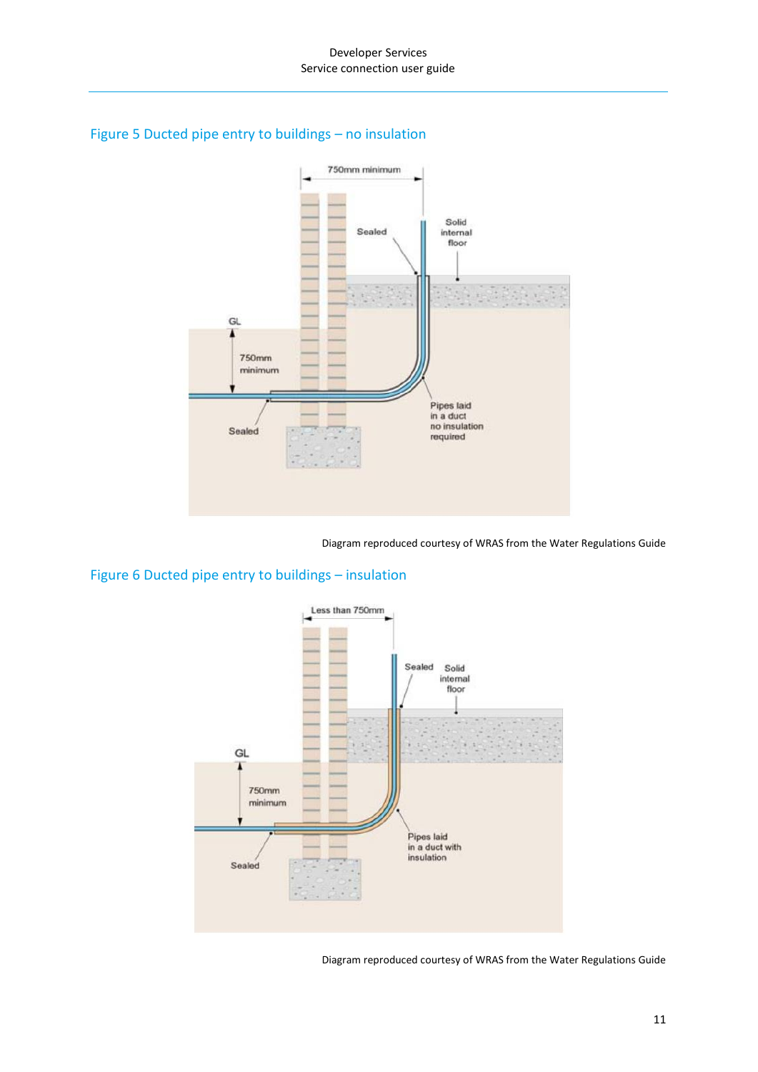## Figure 5 Ducted pipe entry to buildings – no insulation

Diagram reproduced courtesy of WRAS from the Water Regulations Guide

## Figure 6 Ducted pipe entry to buildings – insulation

Diagram reproduced courtesy of WRAS from the Water Regulations Guide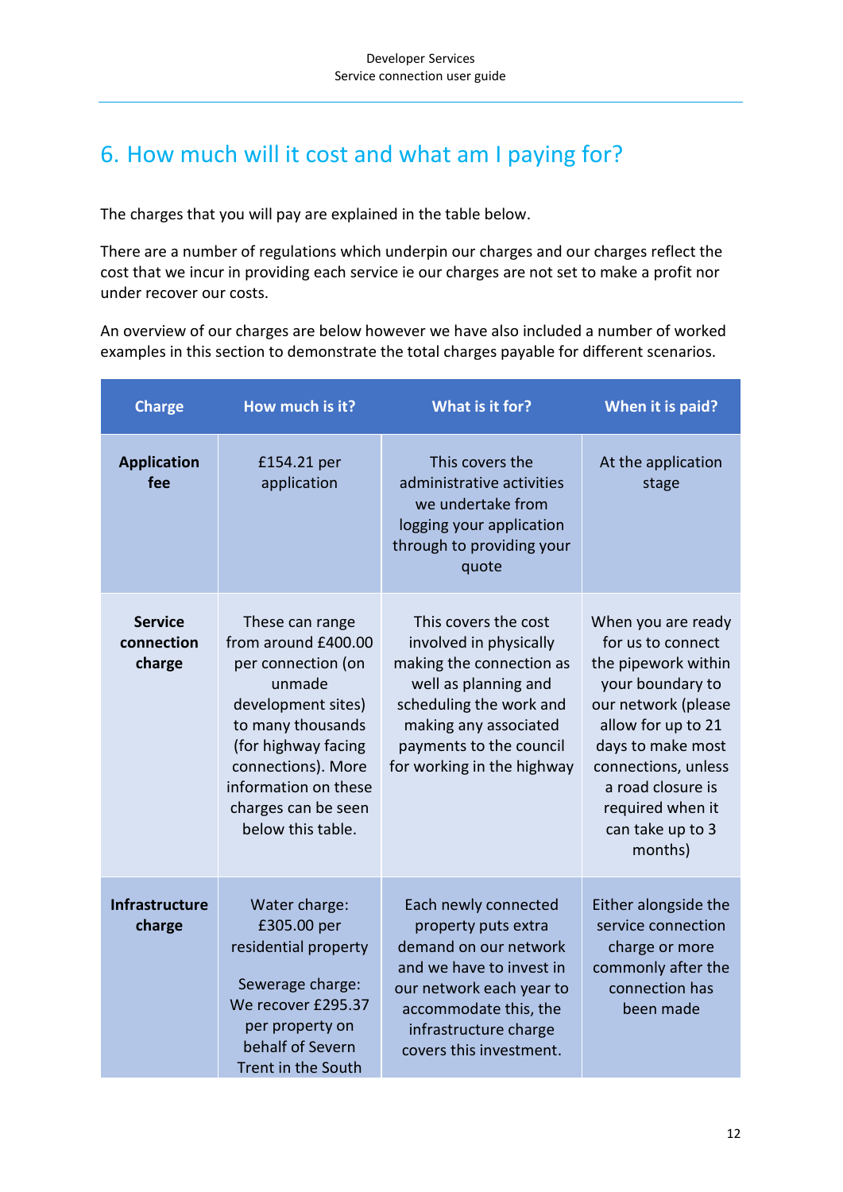# 6. How much will it cost and what am I paying for?

The charges that you will pay are explained in the table below.

There are a number of regulations which underpin our charges and our charges reflect the cost that we incur in providing each service ie our charges are not set to make a profit nor under recover our costs.

An overview of our charges are below however we have also included a number of worked examples in this section to demonstrate the total charges payable for different scenarios.

| Charge | How much is it? | What is it for? | When it is paid? |
|---|---|---|---|
| **Application fee** | £154.21 per application | This covers the administrative activities we undertake from logging your application through to providing your quote | At the application stage |
| **Service connection charge** | These can range from around £400.00 per connection (on unmade development sites) to many thousands (for highway facing connections). More information on these charges can be seen below this table. | This covers the cost involved in physically making the connection as well as planning and scheduling the work and making any associated payments to the council for working in the highway | When you are ready for us to connect the pipework within your boundary to our network (please allow for up to 21 days to make most connections, unless a road closure is required when it can take up to 3 months) |
| **Infrastructure charge** | Water charge: £305.00 per residential property<br><br>Sewerage charge: We recover £295.37 per property on behalf of Severn Trent in the South | Each newly connected property puts extra demand on our network and we have to invest in our network each year to accommodate this, the infrastructure charge covers this investment. | Either alongside the service connection charge or more commonly after the connection has been made |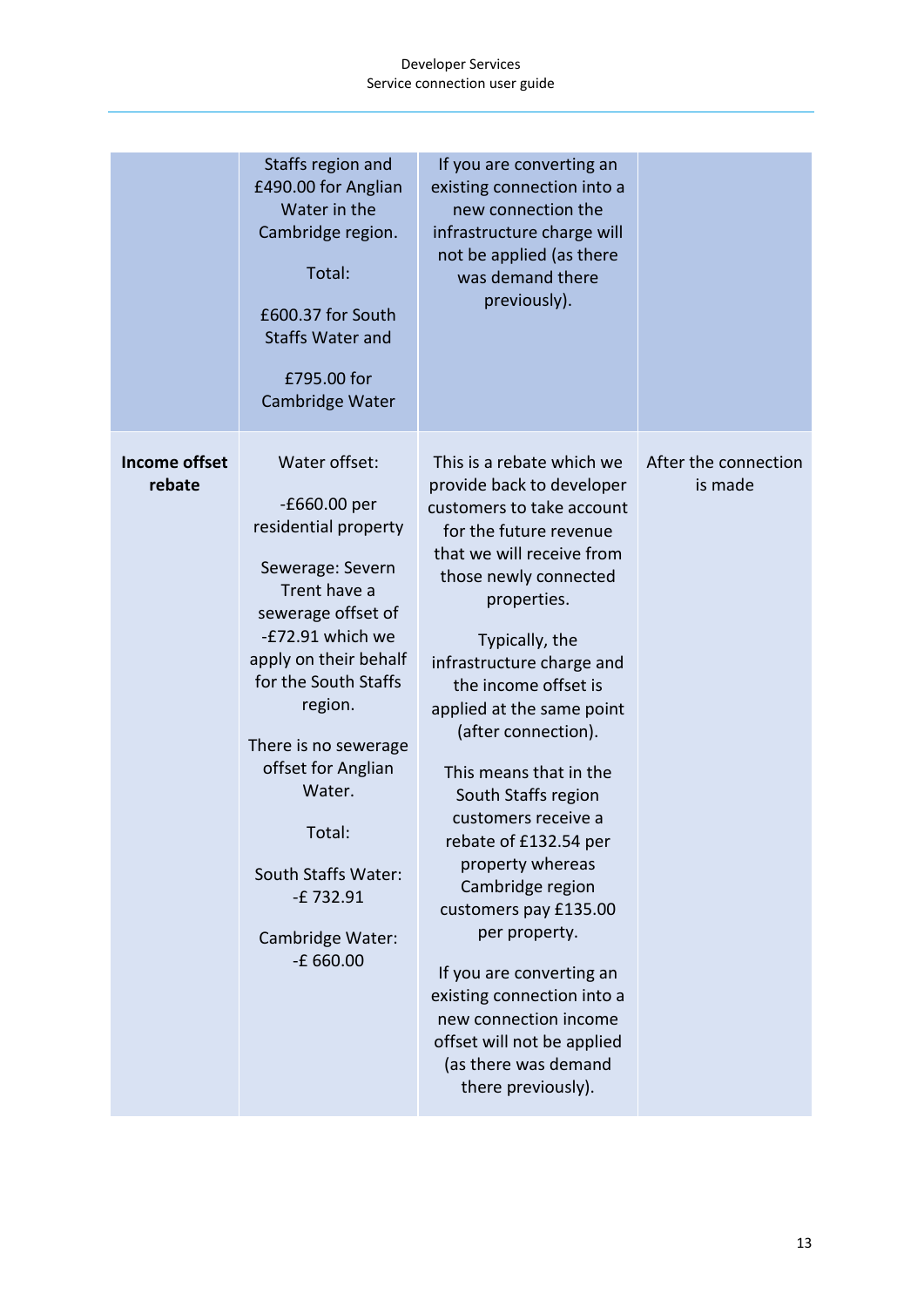|  |  |  |  |
|---|---|---|---|
|  | Staffs region and £490.00 for Anglian Water in the Cambridge region.<br><br>Total:<br><br>£600.37 for South Staffs Water and<br><br>£795.00 for Cambridge Water | If you are converting an existing connection into a new connection the infrastructure charge will not be applied (as there was demand there previously). |  |
| **Income offset rebate** | Water offset:<br><br>-£660.00 per residential property<br><br>Sewerage: Severn Trent have a sewerage offset of -£72.91 which we apply on their behalf for the South Staffs region.<br><br>There is no sewerage offset for Anglian Water.<br><br>Total:<br><br>South Staffs Water: -£ 732.91<br><br>Cambridge Water: -£ 660.00 | This is a rebate which we provide back to developer customers to take account for the future revenue that we will receive from those newly connected properties.<br><br>Typically, the infrastructure charge and the income offset is applied at the same point (after connection).<br><br>This means that in the South Staffs region customers receive a rebate of £132.54 per property whereas Cambridge region customers pay £135.00 per property.<br><br>If you are converting an existing connection into a new connection income offset will not be applied (as there was demand there previously). | After the connection is made |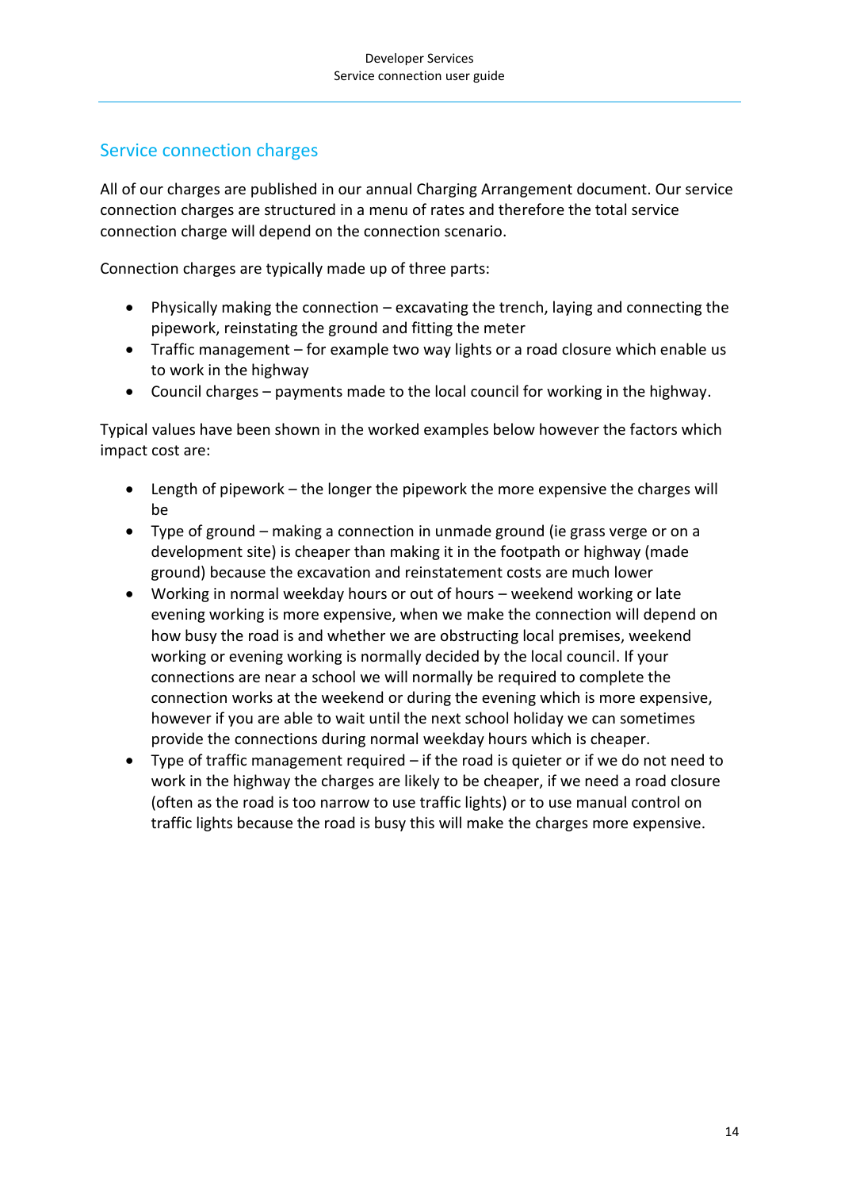## Service connection charges

All of our charges are published in our annual Charging Arrangement document. Our service connection charges are structured in a menu of rates and therefore the total service connection charge will depend on the connection scenario.

Connection charges are typically made up of three parts:

- Physically making the connection – excavating the trench, laying and connecting the pipework, reinstating the ground and fitting the meter
- Traffic management – for example two way lights or a road closure which enable us to work in the highway
- Council charges – payments made to the local council for working in the highway.

Typical values have been shown in the worked examples below however the factors which impact cost are:

- Length of pipework – the longer the pipework the more expensive the charges will be
- Type of ground – making a connection in unmade ground (ie grass verge or on a development site) is cheaper than making it in the footpath or highway (made ground) because the excavation and reinstatement costs are much lower
- Working in normal weekday hours or out of hours – weekend working or late evening working is more expensive, when we make the connection will depend on how busy the road is and whether we are obstructing local premises, weekend working or evening working is normally decided by the local council. If your connections are near a school we will normally be required to complete the connection works at the weekend or during the evening which is more expensive, however if you are able to wait until the next school holiday we can sometimes provide the connections during normal weekday hours which is cheaper.
- Type of traffic management required – if the road is quieter or if we do not need to work in the highway the charges are likely to be cheaper, if we need a road closure (often as the road is too narrow to use traffic lights) or to use manual control on traffic lights because the road is busy this will make the charges more expensive.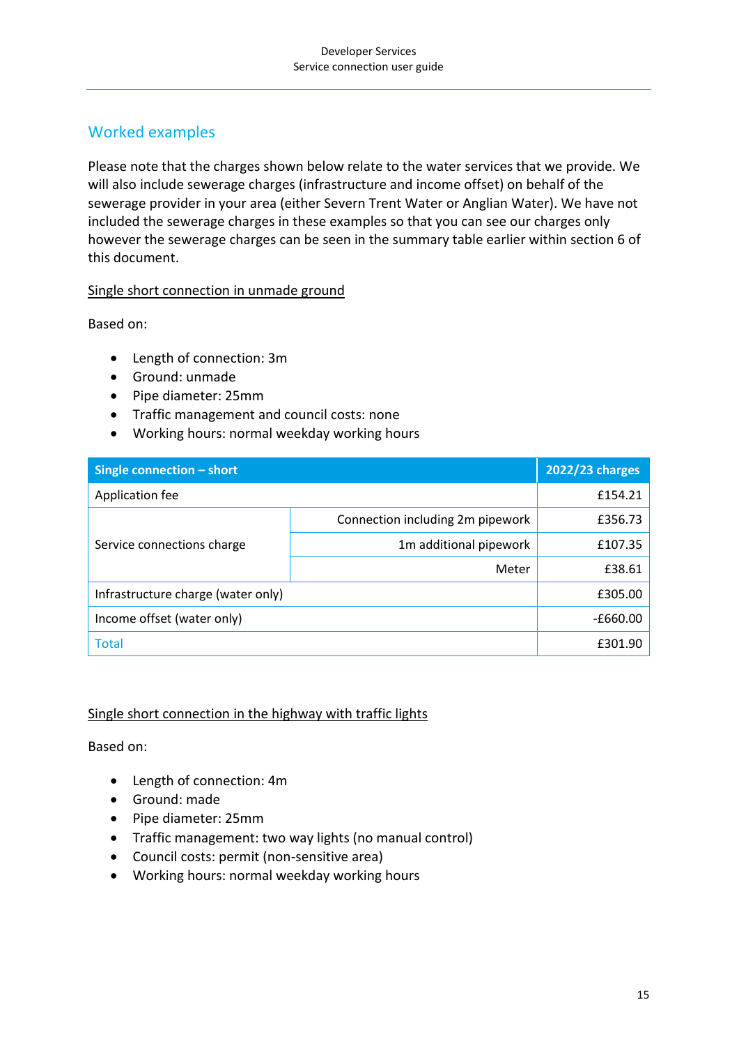## Worked examples

Please note that the charges shown below relate to the water services that we provide. We will also include sewerage charges (infrastructure and income offset) on behalf of the sewerage provider in your area (either Severn Trent Water or Anglian Water). We have not included the sewerage charges in these examples so that you can see our charges only however the sewerage charges can be seen in the summary table earlier within section 6 of this document.

### Single short connection in unmade ground

Based on:

- Length of connection: 3m
- Ground: unmade
- Pipe diameter: 25mm
- Traffic management and council costs: none
- Working hours: normal weekday working hours

| Single connection – short | | 2022/23 charges |
|---|---|---|
| Application fee | | £154.21 |
| Service connections charge | Connection including 2m pipework | £356.73 |
| | 1m additional pipework | £107.35 |
| | Meter | £38.61 |
| Infrastructure charge (water only) | | £305.00 |
| Income offset (water only) | | -£660.00 |
| Total | | £301.90 |

### Single short connection in the highway with traffic lights

Based on:

- Length of connection: 4m
- Ground: made
- Pipe diameter: 25mm
- Traffic management: two way lights (no manual control)
- Council costs: permit (non-sensitive area)
- Working hours: normal weekday working hours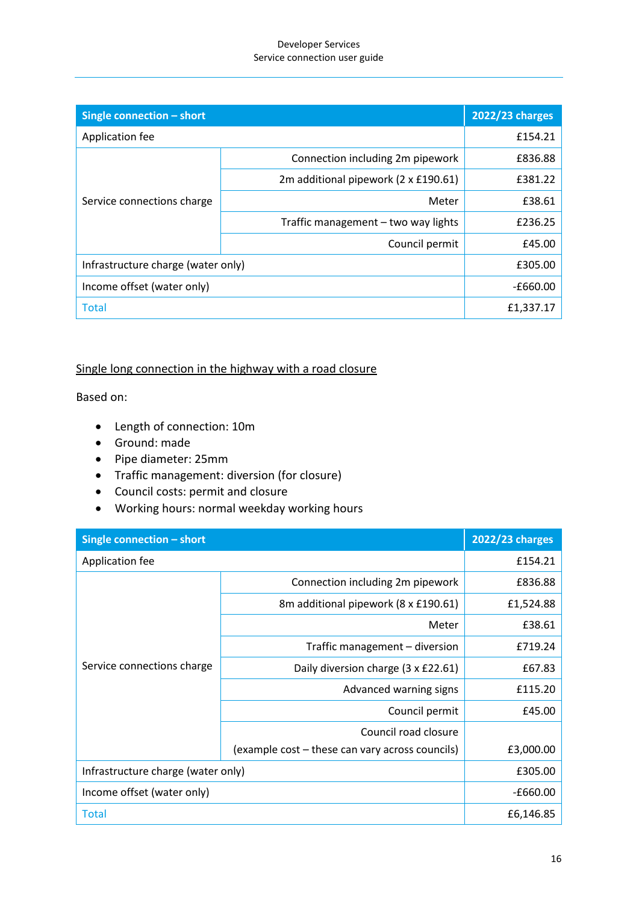| Single connection – short | | 2022/23 charges |
|---|---|---|
| Application fee | | £154.21 |
| Service connections charge | Connection including 2m pipework | £836.88 |
| | 2m additional pipework (2 x £190.61) | £381.22 |
| | Meter | £38.61 |
| | Traffic management – two way lights | £236.25 |
| | Council permit | £45.00 |
| Infrastructure charge (water only) | | £305.00 |
| Income offset (water only) | | -£660.00 |
| Total | | £1,337.17 |

Single long connection in the highway with a road closure

Based on:

- Length of connection: 10m
- Ground: made
- Pipe diameter: 25mm
- Traffic management: diversion (for closure)
- Council costs: permit and closure
- Working hours: normal weekday working hours

| Single connection – short | | 2022/23 charges |
|---|---|---|
| Application fee | | £154.21 |
| Service connections charge | Connection including 2m pipework | £836.88 |
| | 8m additional pipework (8 x £190.61) | £1,524.88 |
| | Meter | £38.61 |
| | Traffic management – diversion | £719.24 |
| | Daily diversion charge (3 x £22.61) | £67.83 |
| | Advanced warning signs | £115.20 |
| | Council permit | £45.00 |
| | Council road closure (example cost – these can vary across councils) | £3,000.00 |
| Infrastructure charge (water only) | | £305.00 |
| Income offset (water only) | | -£660.00 |
| Total | | £6,146.85 |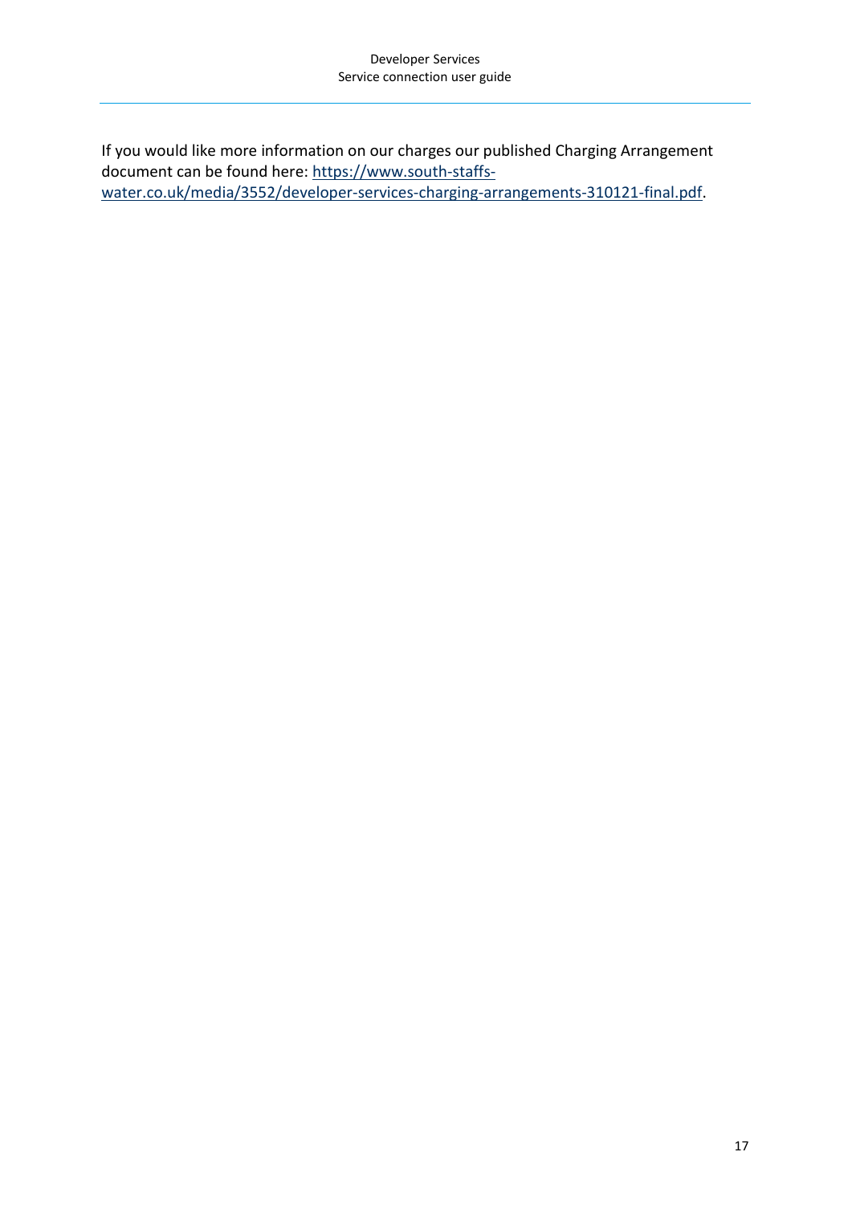If you would like more information on our charges our published Charging Arrangement document can be found here: [https://www.south-staffs-water.co.uk/media/3552/developer-services-charging-arrangements-310121-final.pdf](https://www.south-staffs-water.co.uk/media/3552/developer-services-charging-arrangements-310121-final.pdf).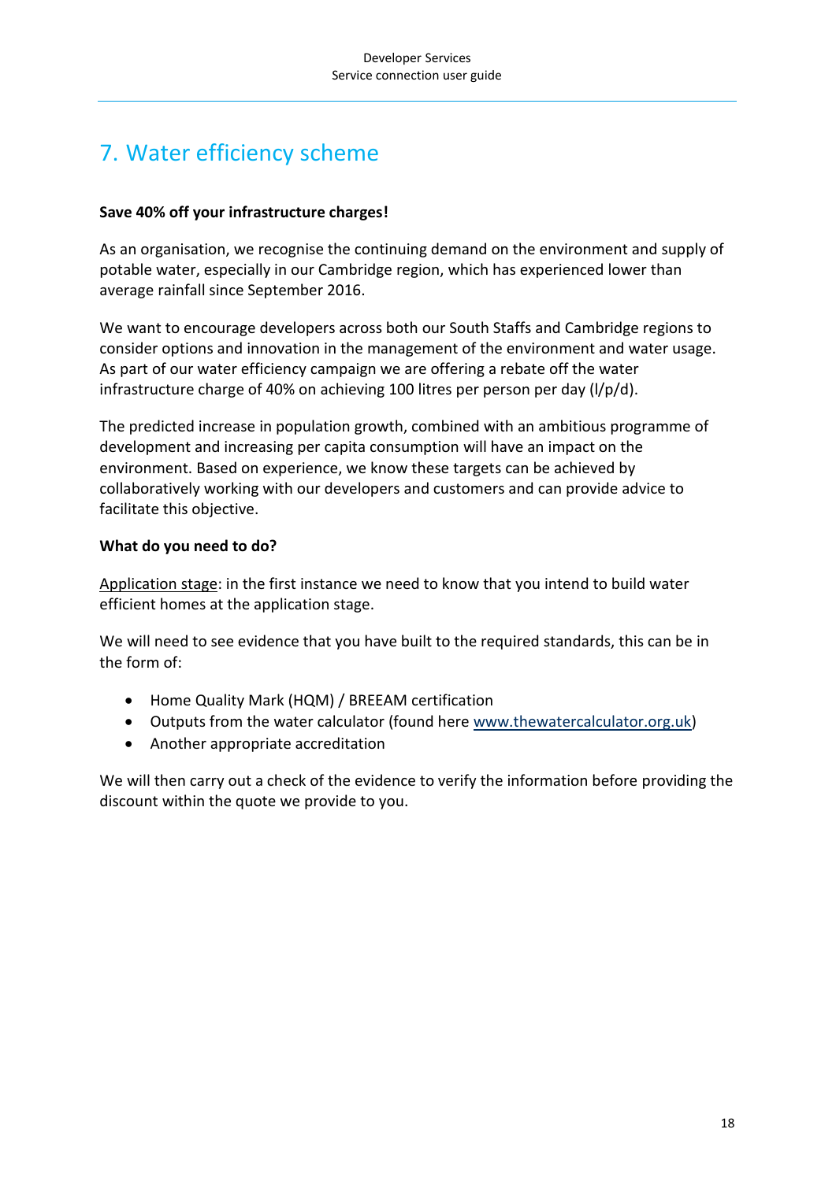# 7. Water efficiency scheme

**Save 40% off your infrastructure charges!**

As an organisation, we recognise the continuing demand on the environment and supply of potable water, especially in our Cambridge region, which has experienced lower than average rainfall since September 2016.

We want to encourage developers across both our South Staffs and Cambridge regions to consider options and innovation in the management of the environment and water usage. As part of our water efficiency campaign we are offering a rebate off the water infrastructure charge of 40% on achieving 100 litres per person per day (l/p/d).

The predicted increase in population growth, combined with an ambitious programme of development and increasing per capita consumption will have an impact on the environment. Based on experience, we know these targets can be achieved by collaboratively working with our developers and customers and can provide advice to facilitate this objective.

**What do you need to do?**

Application stage: in the first instance we need to know that you intend to build water efficient homes at the application stage.

We will need to see evidence that you have built to the required standards, this can be in the form of:

- Home Quality Mark (HQM) / BREEAM certification
- Outputs from the water calculator (found here www.thewatercalculator.org.uk)
- Another appropriate accreditation

We will then carry out a check of the evidence to verify the information before providing the discount within the quote we provide to you.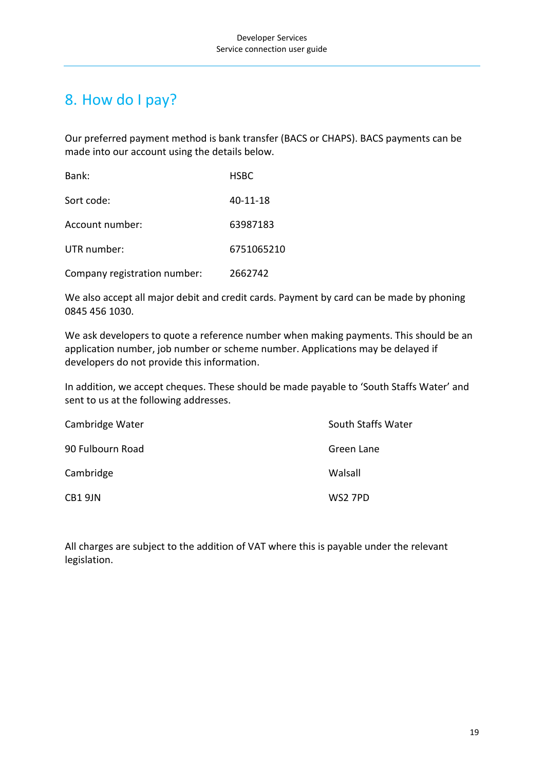# 8. How do I pay?

Our preferred payment method is bank transfer (BACS or CHAPS). BACS payments can be made into our account using the details below.

| | |
|---|---|
| Bank: | HSBC |
| Sort code: | 40-11-18 |
| Account number: | 63987183 |
| UTR number: | 6751065210 |
| Company registration number: | 2662742 |

We also accept all major debit and credit cards. Payment by card can be made by phoning 0845 456 1030.

We ask developers to quote a reference number when making payments. This should be an application number, job number or scheme number. Applications may be delayed if developers do not provide this information.

In addition, we accept cheques. These should be made payable to 'South Staffs Water' and sent to us at the following addresses.

Cambridge Water
90 Fulbourn Road
Cambridge
CB1 9JN

South Staffs Water
Green Lane
Walsall
WS2 7PD

All charges are subject to the addition of VAT where this is payable under the relevant legislation.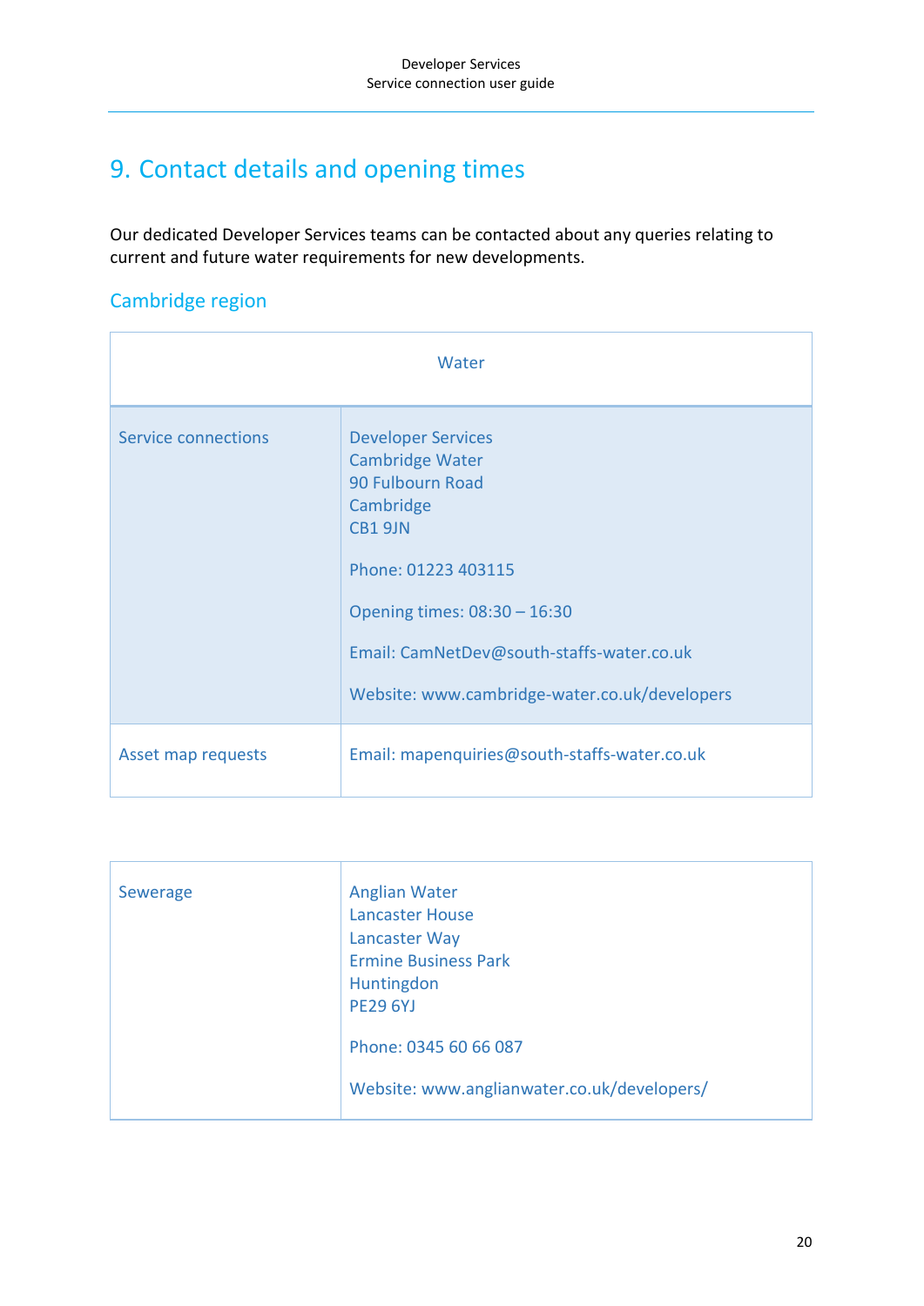# 9. Contact details and opening times

Our dedicated Developer Services teams can be contacted about any queries relating to current and future water requirements for new developments.

## Cambridge region

| Water | |
|---|---|
| Service connections | Developer Services<br>Cambridge Water<br>90 Fulbourn Road<br>Cambridge<br>CB1 9JN<br><br>Phone: 01223 403115<br><br>Opening times: 08:30 – 16:30<br><br>Email: CamNetDev@south-staffs-water.co.uk<br><br>Website: www.cambridge-water.co.uk/developers |
| Asset map requests | Email: mapenquiries@south-staffs-water.co.uk |

| | |
|---|---|
| Sewerage | Anglian Water<br>Lancaster House<br>Lancaster Way<br>Ermine Business Park<br>Huntingdon<br>PE29 6YJ<br><br>Phone: 0345 60 66 087<br><br>Website: www.anglianwater.co.uk/developers/ |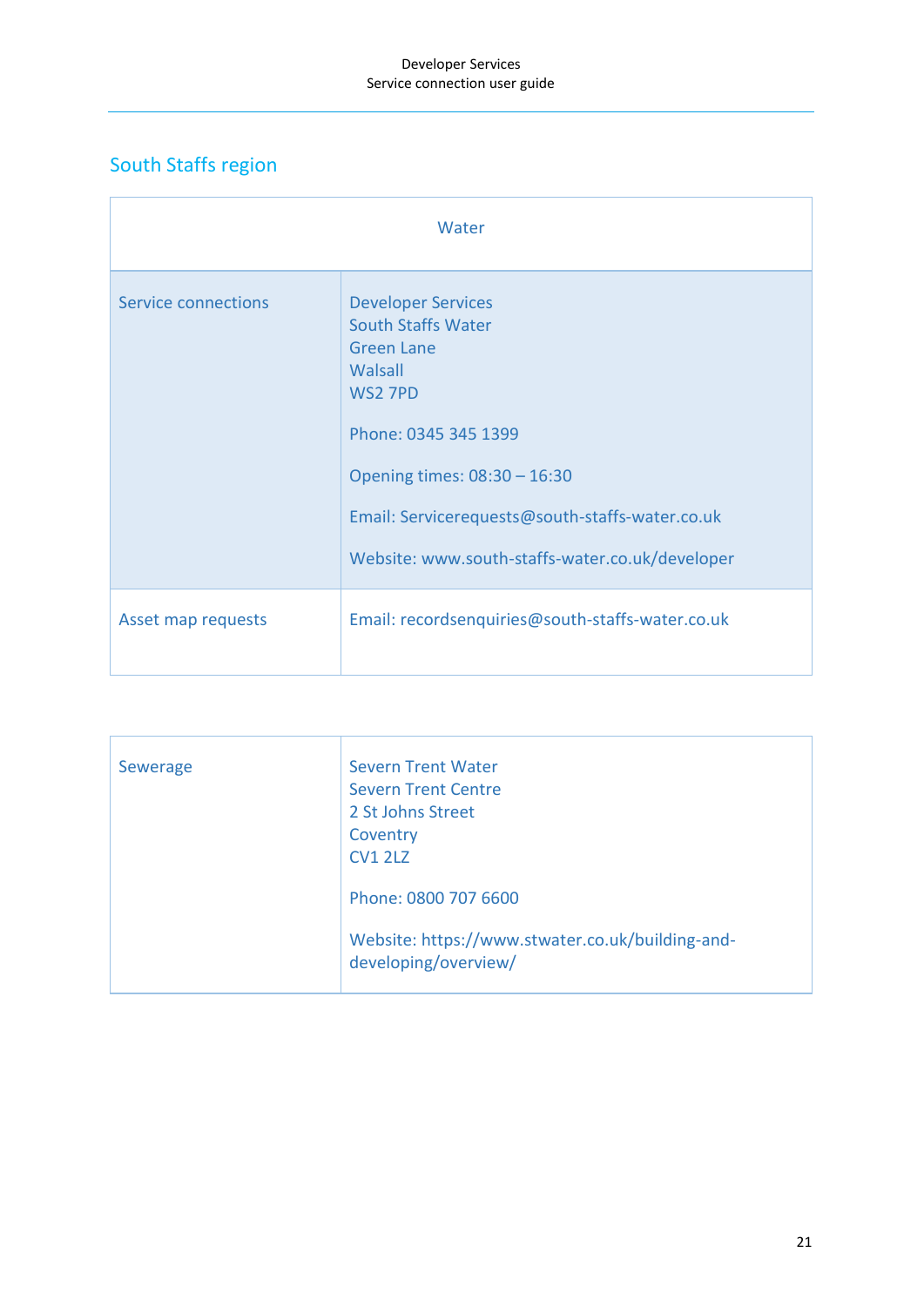## South Staffs region

| Water | |
|---|---|
| Service connections | Developer Services<br>South Staffs Water<br>Green Lane<br>Walsall<br>WS2 7PD<br><br>Phone: 0345 345 1399<br><br>Opening times: 08:30 – 16:30<br><br>Email: Servicerequests@south-staffs-water.co.uk<br><br>Website: www.south-staffs-water.co.uk/developer |
| Asset map requests | Email: recordsenquiries@south-staffs-water.co.uk |

| | |
|---|---|
| Sewerage | Severn Trent Water<br>Severn Trent Centre<br>2 St Johns Street<br>Coventry<br>CV1 2LZ<br><br>Phone: 0800 707 6600<br><br>Website: https://www.stwater.co.uk/building-and-developing/overview/ |